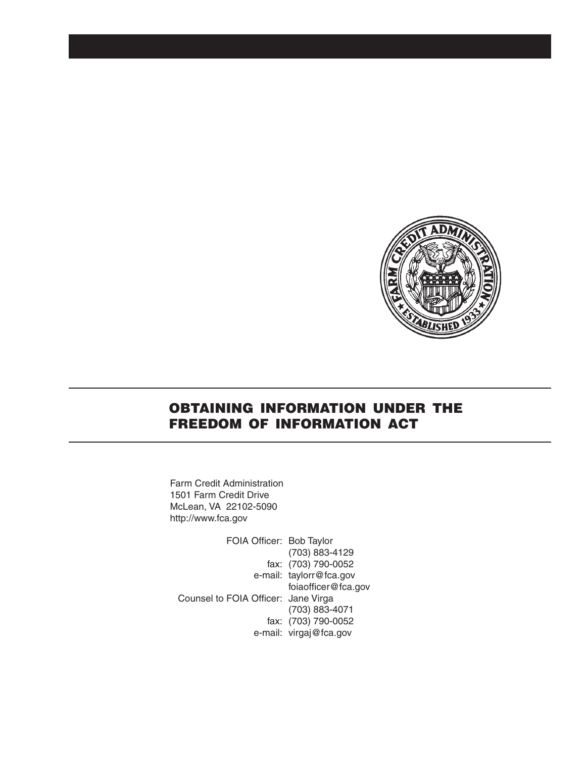# OBTAINING INFORMATION UNDER THE FREEDOM OF INFORMATION ACT

Farm Credit Administration
1501 Farm Credit Drive
McLean, VA 22102-5090
http://www.fca.gov

| | |
|---|---|
| FOIA Officer: | Bob Taylor |
| | (703) 883-4129 |
| fax: | (703) 790-0052 |
| e-mail: | taylorr@fca.gov |
| | foiaofficer@fca.gov |
| Counsel to FOIA Officer: | Jane Virga |
| | (703) 883-4071 |
| fax: | (703) 790-0052 |
| e-mail: | virgaj@fca.gov |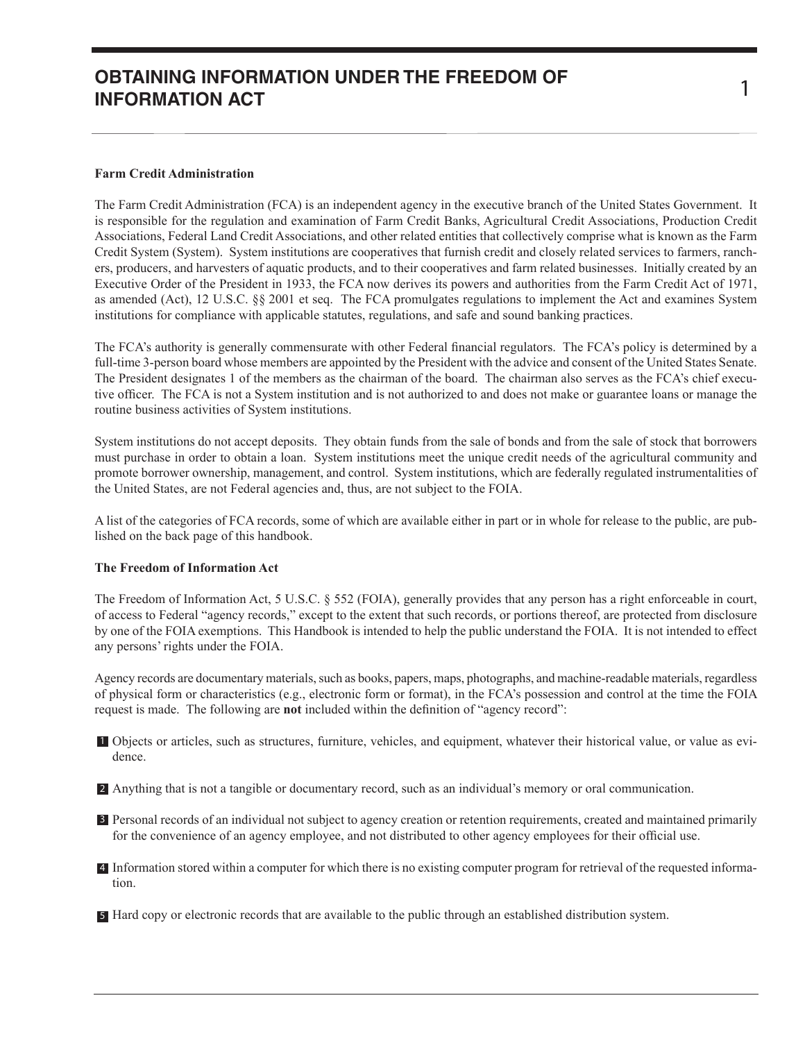# OBTAINING INFORMATION UNDER THE FREEDOM OF INFORMATION ACT

**Farm Credit Administration**

The Farm Credit Administration (FCA) is an independent agency in the executive branch of the United States Government. It is responsible for the regulation and examination of Farm Credit Banks, Agricultural Credit Associations, Production Credit Associations, Federal Land Credit Associations, and other related entities that collectively comprise what is known as the Farm Credit System (System). System institutions are cooperatives that furnish credit and closely related services to farmers, ranchers, producers, and harvesters of aquatic products, and to their cooperatives and farm related businesses. Initially created by an Executive Order of the President in 1933, the FCA now derives its powers and authorities from the Farm Credit Act of 1971, as amended (Act), 12 U.S.C. §§ 2001 et seq. The FCA promulgates regulations to implement the Act and examines System institutions for compliance with applicable statutes, regulations, and safe and sound banking practices.

The FCA's authority is generally commensurate with other Federal financial regulators. The FCA's policy is determined by a full-time 3-person board whose members are appointed by the President with the advice and consent of the United States Senate. The President designates 1 of the members as the chairman of the board. The chairman also serves as the FCA's chief executive officer. The FCA is not a System institution and is not authorized to and does not make or guarantee loans or manage the routine business activities of System institutions.

System institutions do not accept deposits. They obtain funds from the sale of bonds and from the sale of stock that borrowers must purchase in order to obtain a loan. System institutions meet the unique credit needs of the agricultural community and promote borrower ownership, management, and control. System institutions, which are federally regulated instrumentalities of the United States, are not Federal agencies and, thus, are not subject to the FOIA.

A list of the categories of FCA records, some of which are available either in part or in whole for release to the public, are published on the back page of this handbook.

**The Freedom of Information Act**

The Freedom of Information Act, 5 U.S.C. § 552 (FOIA), generally provides that any person has a right enforceable in court, of access to Federal "agency records," except to the extent that such records, or portions thereof, are protected from disclosure by one of the FOIA exemptions. This Handbook is intended to help the public understand the FOIA. It is not intended to effect any persons' rights under the FOIA.

Agency records are documentary materials, such as books, papers, maps, photographs, and machine-readable materials, regardless of physical form or characteristics (e.g., electronic form or format), in the FCA's possession and control at the time the FOIA request is made. The following are **not** included within the definition of "agency record":

1. Objects or articles, such as structures, furniture, vehicles, and equipment, whatever their historical value, or value as evidence.
2. Anything that is not a tangible or documentary record, such as an individual's memory or oral communication.
3. Personal records of an individual not subject to agency creation or retention requirements, created and maintained primarily for the convenience of an agency employee, and not distributed to other agency employees for their official use.
4. Information stored within a computer for which there is no existing computer program for retrieval of the requested information.
5. Hard copy or electronic records that are available to the public through an established distribution system.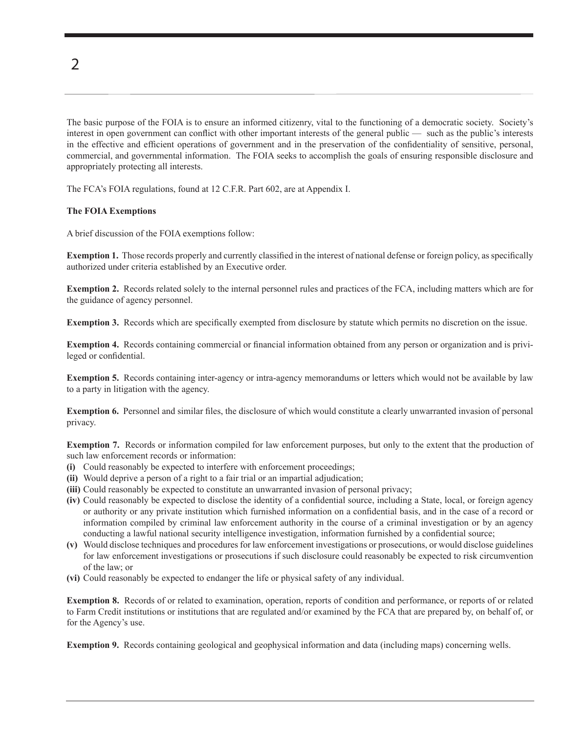The basic purpose of the FOIA is to ensure an informed citizenry, vital to the functioning of a democratic society. Society's interest in open government can conflict with other important interests of the general public — such as the public's interests in the effective and efficient operations of government and in the preservation of the confidentiality of sensitive, personal, commercial, and governmental information. The FOIA seeks to accomplish the goals of ensuring responsible disclosure and appropriately protecting all interests.

The FCA's FOIA regulations, found at 12 C.F.R. Part 602, are at Appendix I.

**The FOIA Exemptions**

A brief discussion of the FOIA exemptions follow:

**Exemption 1.** Those records properly and currently classified in the interest of national defense or foreign policy, as specifically authorized under criteria established by an Executive order.

**Exemption 2.** Records related solely to the internal personnel rules and practices of the FCA, including matters which are for the guidance of agency personnel.

**Exemption 3.** Records which are specifically exempted from disclosure by statute which permits no discretion on the issue.

**Exemption 4.** Records containing commercial or financial information obtained from any person or organization and is privileged or confidential.

**Exemption 5.** Records containing inter-agency or intra-agency memorandums or letters which would not be available by law to a party in litigation with the agency.

**Exemption 6.** Personnel and similar files, the disclosure of which would constitute a clearly unwarranted invasion of personal privacy.

**Exemption 7.** Records or information compiled for law enforcement purposes, but only to the extent that the production of such law enforcement records or information:

- **(i)** Could reasonably be expected to interfere with enforcement proceedings;
- **(ii)** Would deprive a person of a right to a fair trial or an impartial adjudication;
- **(iii)** Could reasonably be expected to constitute an unwarranted invasion of personal privacy;
- **(iv)** Could reasonably be expected to disclose the identity of a confidential source, including a State, local, or foreign agency or authority or any private institution which furnished information on a confidential basis, and in the case of a record or information compiled by criminal law enforcement authority in the course of a criminal investigation or by an agency conducting a lawful national security intelligence investigation, information furnished by a confidential source;
- **(v)** Would disclose techniques and procedures for law enforcement investigations or prosecutions, or would disclose guidelines for law enforcement investigations or prosecutions if such disclosure could reasonably be expected to risk circumvention of the law; or
- **(vi)** Could reasonably be expected to endanger the life or physical safety of any individual.

**Exemption 8.** Records of or related to examination, operation, reports of condition and performance, or reports of or related to Farm Credit institutions or institutions that are regulated and/or examined by the FCA that are prepared by, on behalf of, or for the Agency's use.

**Exemption 9.** Records containing geological and geophysical information and data (including maps) concerning wells.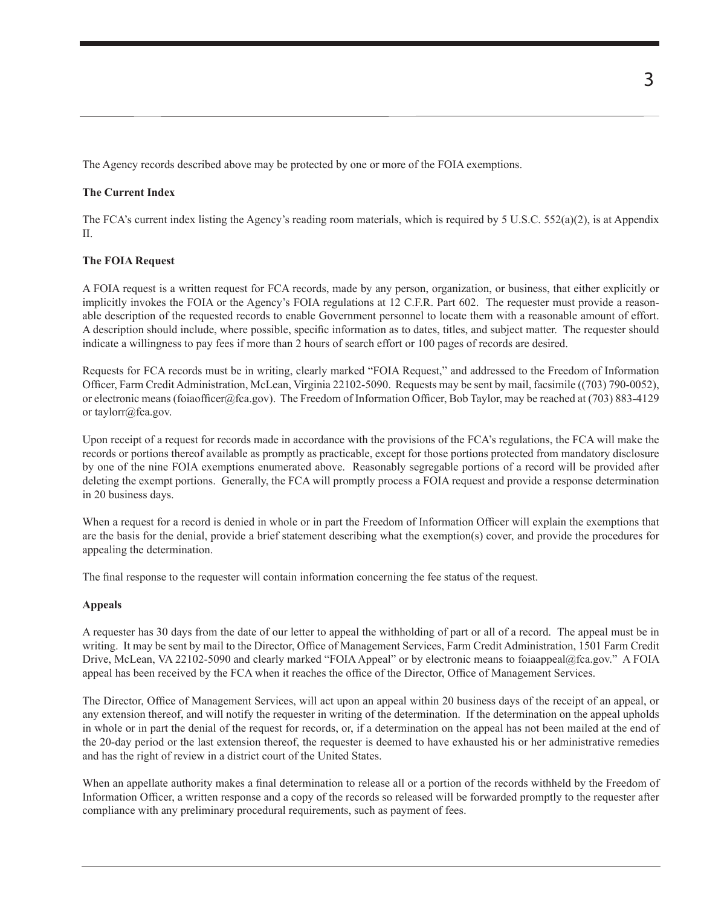The Agency records described above may be protected by one or more of the FOIA exemptions.

**The Current Index**

The FCA's current index listing the Agency's reading room materials, which is required by 5 U.S.C. 552(a)(2), is at Appendix II.

**The FOIA Request**

A FOIA request is a written request for FCA records, made by any person, organization, or business, that either explicitly or implicitly invokes the FOIA or the Agency's FOIA regulations at 12 C.F.R. Part 602. The requester must provide a reasonable description of the requested records to enable Government personnel to locate them with a reasonable amount of effort. A description should include, where possible, specific information as to dates, titles, and subject matter. The requester should indicate a willingness to pay fees if more than 2 hours of search effort or 100 pages of records are desired.

Requests for FCA records must be in writing, clearly marked "FOIA Request," and addressed to the Freedom of Information Officer, Farm Credit Administration, McLean, Virginia 22102-5090. Requests may be sent by mail, facsimile ((703) 790-0052), or electronic means (foiaofficer@fca.gov). The Freedom of Information Officer, Bob Taylor, may be reached at (703) 883-4129 or taylorr@fca.gov.

Upon receipt of a request for records made in accordance with the provisions of the FCA's regulations, the FCA will make the records or portions thereof available as promptly as practicable, except for those portions protected from mandatory disclosure by one of the nine FOIA exemptions enumerated above. Reasonably segregable portions of a record will be provided after deleting the exempt portions. Generally, the FCA will promptly process a FOIA request and provide a response determination in 20 business days.

When a request for a record is denied in whole or in part the Freedom of Information Officer will explain the exemptions that are the basis for the denial, provide a brief statement describing what the exemption(s) cover, and provide the procedures for appealing the determination.

The final response to the requester will contain information concerning the fee status of the request.

**Appeals**

A requester has 30 days from the date of our letter to appeal the withholding of part or all of a record. The appeal must be in writing. It may be sent by mail to the Director, Office of Management Services, Farm Credit Administration, 1501 Farm Credit Drive, McLean, VA 22102-5090 and clearly marked "FOIA Appeal" or by electronic means to foiaappeal@fca.gov." A FOIA appeal has been received by the FCA when it reaches the office of the Director, Office of Management Services.

The Director, Office of Management Services, will act upon an appeal within 20 business days of the receipt of an appeal, or any extension thereof, and will notify the requester in writing of the determination. If the determination on the appeal upholds in whole or in part the denial of the request for records, or, if a determination on the appeal has not been mailed at the end of the 20-day period or the last extension thereof, the requester is deemed to have exhausted his or her administrative remedies and has the right of review in a district court of the United States.

When an appellate authority makes a final determination to release all or a portion of the records withheld by the Freedom of Information Officer, a written response and a copy of the records so released will be forwarded promptly to the requester after compliance with any preliminary procedural requirements, such as payment of fees.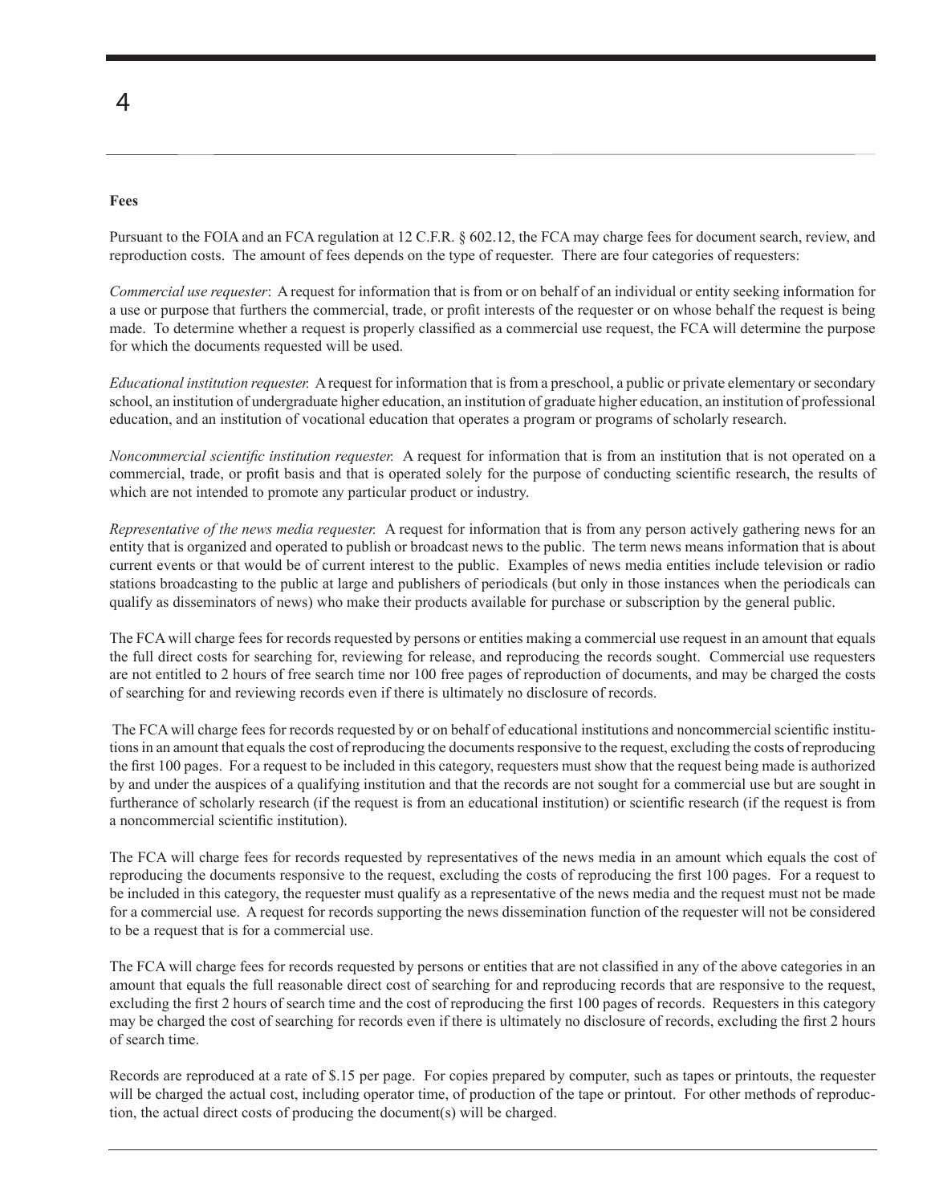**Fees**

Pursuant to the FOIA and an FCA regulation at 12 C.F.R. § 602.12, the FCA may charge fees for document search, review, and reproduction costs. The amount of fees depends on the type of requester. There are four categories of requesters:

*Commercial use requester*: A request for information that is from or on behalf of an individual or entity seeking information for a use or purpose that furthers the commercial, trade, or profit interests of the requester or on whose behalf the request is being made. To determine whether a request is properly classified as a commercial use request, the FCA will determine the purpose for which the documents requested will be used.

*Educational institution requester.* A request for information that is from a preschool, a public or private elementary or secondary school, an institution of undergraduate higher education, an institution of graduate higher education, an institution of professional education, and an institution of vocational education that operates a program or programs of scholarly research.

*Noncommercial scientific institution requester.* A request for information that is from an institution that is not operated on a commercial, trade, or profit basis and that is operated solely for the purpose of conducting scientific research, the results of which are not intended to promote any particular product or industry.

*Representative of the news media requester.* A request for information that is from any person actively gathering news for an entity that is organized and operated to publish or broadcast news to the public. The term news means information that is about current events or that would be of current interest to the public. Examples of news media entities include television or radio stations broadcasting to the public at large and publishers of periodicals (but only in those instances when the periodicals can qualify as disseminators of news) who make their products available for purchase or subscription by the general public.

The FCA will charge fees for records requested by persons or entities making a commercial use request in an amount that equals the full direct costs for searching for, reviewing for release, and reproducing the records sought. Commercial use requesters are not entitled to 2 hours of free search time nor 100 free pages of reproduction of documents, and may be charged the costs of searching for and reviewing records even if there is ultimately no disclosure of records.

The FCA will charge fees for records requested by or on behalf of educational institutions and noncommercial scientific institutions in an amount that equals the cost of reproducing the documents responsive to the request, excluding the costs of reproducing the first 100 pages. For a request to be included in this category, requesters must show that the request being made is authorized by and under the auspices of a qualifying institution and that the records are not sought for a commercial use but are sought in furtherance of scholarly research (if the request is from an educational institution) or scientific research (if the request is from a noncommercial scientific institution).

The FCA will charge fees for records requested by representatives of the news media in an amount which equals the cost of reproducing the documents responsive to the request, excluding the costs of reproducing the first 100 pages. For a request to be included in this category, the requester must qualify as a representative of the news media and the request must not be made for a commercial use. A request for records supporting the news dissemination function of the requester will not be considered to be a request that is for a commercial use.

The FCA will charge fees for records requested by persons or entities that are not classified in any of the above categories in an amount that equals the full reasonable direct cost of searching for and reproducing records that are responsive to the request, excluding the first 2 hours of search time and the cost of reproducing the first 100 pages of records. Requesters in this category may be charged the cost of searching for records even if there is ultimately no disclosure of records, excluding the first 2 hours of search time.

Records are reproduced at a rate of $.15 per page. For copies prepared by computer, such as tapes or printouts, the requester will be charged the actual cost, including operator time, of production of the tape or printout. For other methods of reproduction, the actual direct costs of producing the document(s) will be charged.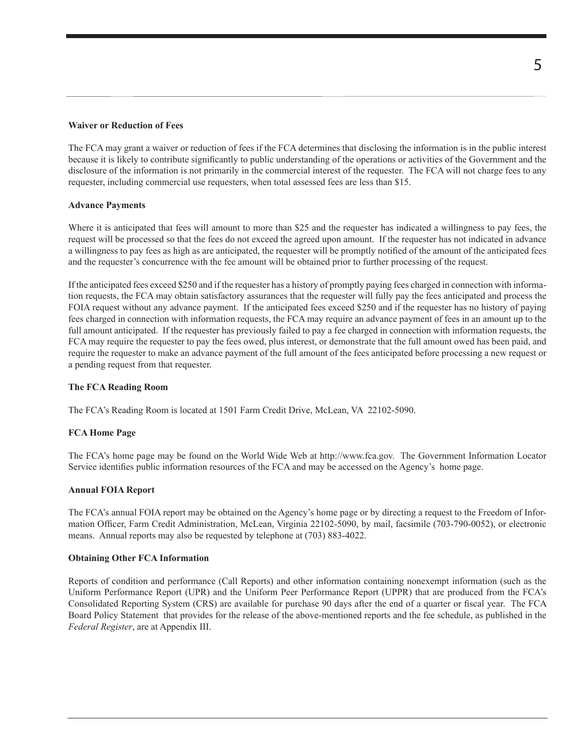**Waiver or Reduction of Fees**

The FCA may grant a waiver or reduction of fees if the FCA determines that disclosing the information is in the public interest because it is likely to contribute significantly to public understanding of the operations or activities of the Government and the disclosure of the information is not primarily in the commercial interest of the requester. The FCA will not charge fees to any requester, including commercial use requesters, when total assessed fees are less than $15.

**Advance Payments**

Where it is anticipated that fees will amount to more than $25 and the requester has indicated a willingness to pay fees, the request will be processed so that the fees do not exceed the agreed upon amount. If the requester has not indicated in advance a willingness to pay fees as high as are anticipated, the requester will be promptly notified of the amount of the anticipated fees and the requester's concurrence with the fee amount will be obtained prior to further processing of the request.

If the anticipated fees exceed $250 and if the requester has a history of promptly paying fees charged in connection with information requests, the FCA may obtain satisfactory assurances that the requester will fully pay the fees anticipated and process the FOIA request without any advance payment. If the anticipated fees exceed $250 and if the requester has no history of paying fees charged in connection with information requests, the FCA may require an advance payment of fees in an amount up to the full amount anticipated. If the requester has previously failed to pay a fee charged in connection with information requests, the FCA may require the requester to pay the fees owed, plus interest, or demonstrate that the full amount owed has been paid, and require the requester to make an advance payment of the full amount of the fees anticipated before processing a new request or a pending request from that requester.

**The FCA Reading Room**

The FCA's Reading Room is located at 1501 Farm Credit Drive, McLean, VA 22102-5090.

**FCA Home Page**

The FCA's home page may be found on the World Wide Web at http://www.fca.gov. The Government Information Locator Service identifies public information resources of the FCA and may be accessed on the Agency's home page.

**Annual FOIA Report**

The FCA's annual FOIA report may be obtained on the Agency's home page or by directing a request to the Freedom of Information Officer, Farm Credit Administration, McLean, Virginia 22102-5090, by mail, facsimile (703-790-0052), or electronic means. Annual reports may also be requested by telephone at (703) 883-4022.

**Obtaining Other FCA Information**

Reports of condition and performance (Call Reports) and other information containing nonexempt information (such as the Uniform Performance Report (UPR) and the Uniform Peer Performance Report (UPPR) that are produced from the FCA's Consolidated Reporting System (CRS) are available for purchase 90 days after the end of a quarter or fiscal year. The FCA Board Policy Statement that provides for the release of the above-mentioned reports and the fee schedule, as published in the *Federal Register*, are at Appendix III.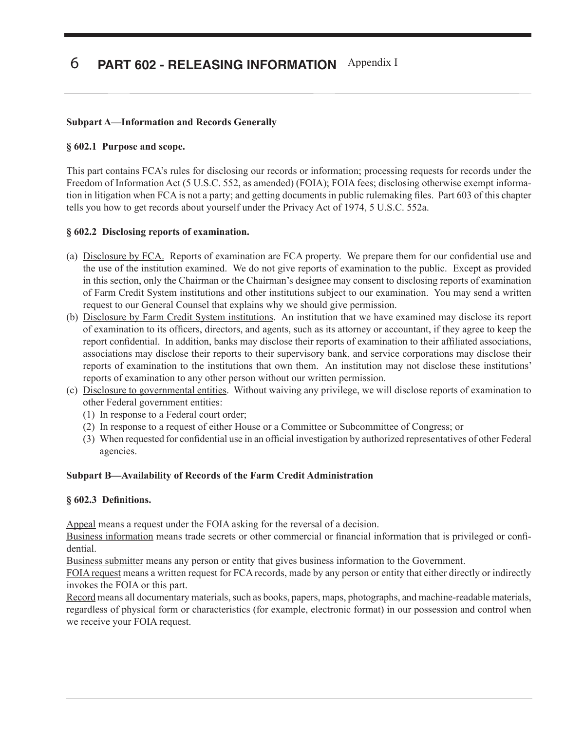# PART 602 - RELEASING INFORMATION

**Subpart A—Information and Records Generally**

**§ 602.1 Purpose and scope.**

This part contains FCA's rules for disclosing our records or information; processing requests for records under the Freedom of Information Act (5 U.S.C. 552, as amended) (FOIA); FOIA fees; disclosing otherwise exempt information in litigation when FCA is not a party; and getting documents in public rulemaking files. Part 603 of this chapter tells you how to get records about yourself under the Privacy Act of 1974, 5 U.S.C. 552a.

**§ 602.2 Disclosing reports of examination.**

(a) Disclosure by FCA. Reports of examination are FCA property. We prepare them for our confidential use and the use of the institution examined. We do not give reports of examination to the public. Except as provided in this section, only the Chairman or the Chairman's designee may consent to disclosing reports of examination of Farm Credit System institutions and other institutions subject to our examination. You may send a written request to our General Counsel that explains why we should give permission.

(b) Disclosure by Farm Credit System institutions. An institution that we have examined may disclose its report of examination to its officers, directors, and agents, such as its attorney or accountant, if they agree to keep the report confidential. In addition, banks may disclose their reports of examination to their affiliated associations, associations may disclose their reports to their supervisory bank, and service corporations may disclose their reports of examination to the institutions that own them. An institution may not disclose these institutions' reports of examination to any other person without our written permission.

(c) Disclosure to governmental entities. Without waiving any privilege, we will disclose reports of examination to other Federal government entities:
   (1) In response to a Federal court order;
   (2) In response to a request of either House or a Committee or Subcommittee of Congress; or
   (3) When requested for confidential use in an official investigation by authorized representatives of other Federal agencies.

**Subpart B—Availability of Records of the Farm Credit Administration**

**§ 602.3 Definitions.**

Appeal means a request under the FOIA asking for the reversal of a decision.

Business information means trade secrets or other commercial or financial information that is privileged or confidential.

Business submitter means any person or entity that gives business information to the Government.

FOIA request means a written request for FCA records, made by any person or entity that either directly or indirectly invokes the FOIA or this part.

Record means all documentary materials, such as books, papers, maps, photographs, and machine-readable materials, regardless of physical form or characteristics (for example, electronic format) in our possession and control when we receive your FOIA request.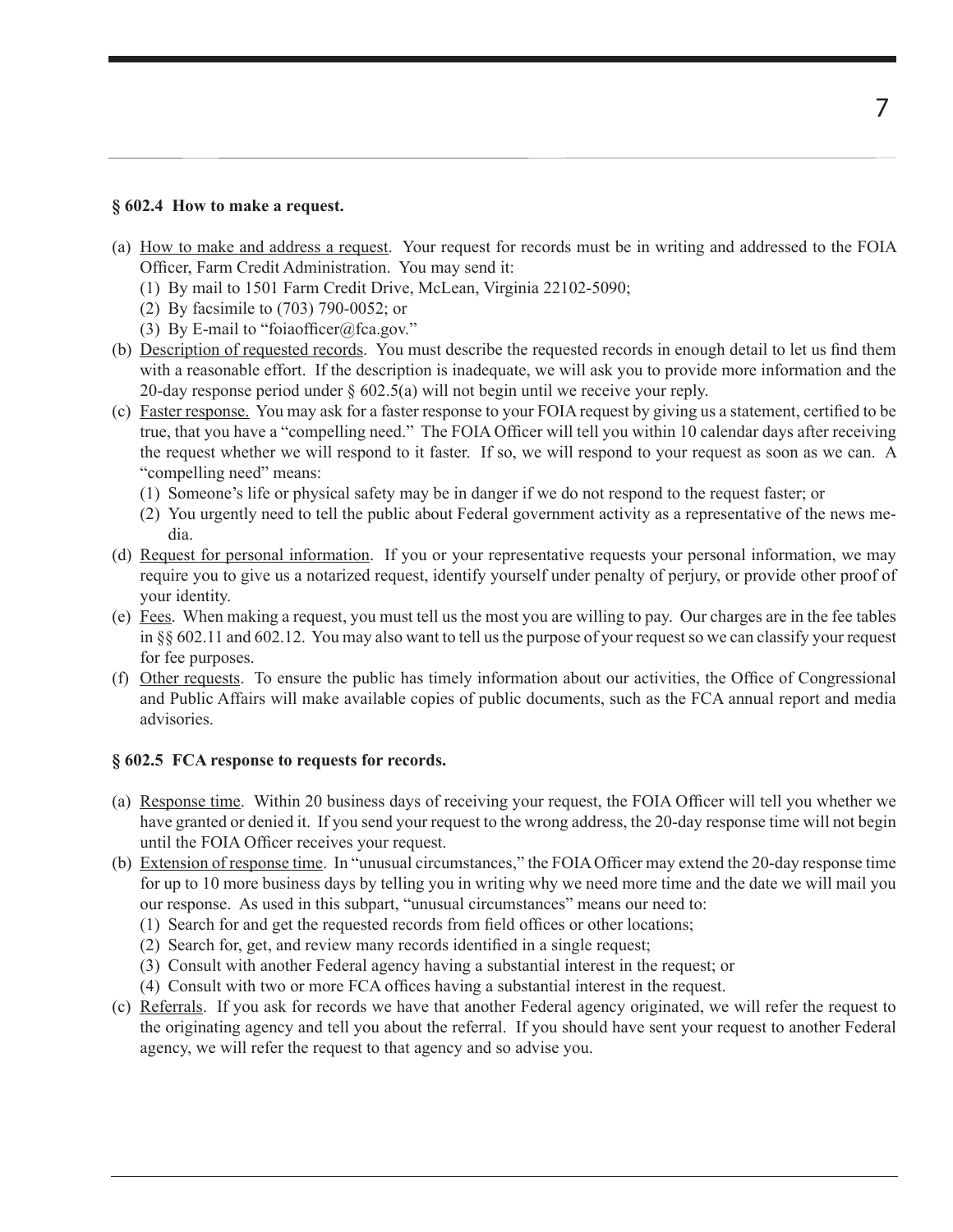### § 602.4 How to make a request.

(a) How to make and address a request. Your request for records must be in writing and addressed to the FOIA Officer, Farm Credit Administration. You may send it:
   (1) By mail to 1501 Farm Credit Drive, McLean, Virginia 22102-5090;
   (2) By facsimile to (703) 790-0052; or
   (3) By E-mail to "foiaofficer@fca.gov."

(b) Description of requested records. You must describe the requested records in enough detail to let us find them with a reasonable effort. If the description is inadequate, we will ask you to provide more information and the 20-day response period under § 602.5(a) will not begin until we receive your reply.

(c) Faster response. You may ask for a faster response to your FOIA request by giving us a statement, certified to be true, that you have a "compelling need." The FOIA Officer will tell you within 10 calendar days after receiving the request whether we will respond to it faster. If so, we will respond to your request as soon as we can. A "compelling need" means:
   (1) Someone's life or physical safety may be in danger if we do not respond to the request faster; or
   (2) You urgently need to tell the public about Federal government activity as a representative of the news media.

(d) Request for personal information. If you or your representative requests your personal information, we may require you to give us a notarized request, identify yourself under penalty of perjury, or provide other proof of your identity.

(e) Fees. When making a request, you must tell us the most you are willing to pay. Our charges are in the fee tables in §§ 602.11 and 602.12. You may also want to tell us the purpose of your request so we can classify your request for fee purposes.

(f) Other requests. To ensure the public has timely information about our activities, the Office of Congressional and Public Affairs will make available copies of public documents, such as the FCA annual report and media advisories.

### § 602.5 FCA response to requests for records.

(a) Response time. Within 20 business days of receiving your request, the FOIA Officer will tell you whether we have granted or denied it. If you send your request to the wrong address, the 20-day response time will not begin until the FOIA Officer receives your request.

(b) Extension of response time. In "unusual circumstances," the FOIA Officer may extend the 20-day response time for up to 10 more business days by telling you in writing why we need more time and the date we will mail you our response. As used in this subpart, "unusual circumstances" means our need to:
   (1) Search for and get the requested records from field offices or other locations;
   (2) Search for, get, and review many records identified in a single request;
   (3) Consult with another Federal agency having a substantial interest in the request; or
   (4) Consult with two or more FCA offices having a substantial interest in the request.

(c) Referrals. If you ask for records we have that another Federal agency originated, we will refer the request to the originating agency and tell you about the referral. If you should have sent your request to another Federal agency, we will refer the request to that agency and so advise you.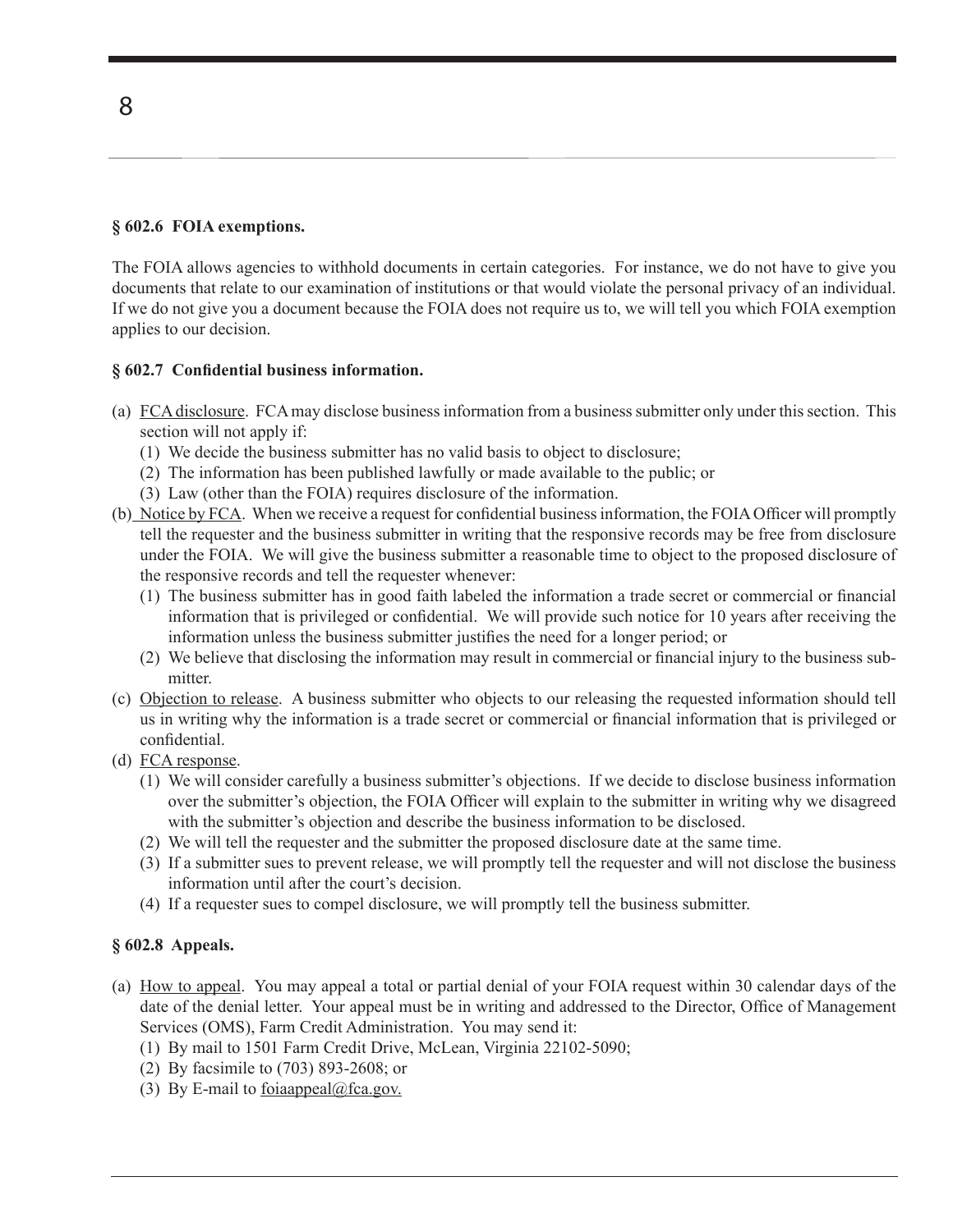**§ 602.6 FOIA exemptions.**

The FOIA allows agencies to withhold documents in certain categories. For instance, we do not have to give you documents that relate to our examination of institutions or that would violate the personal privacy of an individual. If we do not give you a document because the FOIA does not require us to, we will tell you which FOIA exemption applies to our decision.

**§ 602.7 Confidential business information.**

(a) FCA disclosure. FCA may disclose business information from a business submitter only under this section. This section will not apply if:
   (1) We decide the business submitter has no valid basis to object to disclosure;
   (2) The information has been published lawfully or made available to the public; or
   (3) Law (other than the FOIA) requires disclosure of the information.

(b) Notice by FCA. When we receive a request for confidential business information, the FOIA Officer will promptly tell the requester and the business submitter in writing that the responsive records may be free from disclosure under the FOIA. We will give the business submitter a reasonable time to object to the proposed disclosure of the responsive records and tell the requester whenever:
   (1) The business submitter has in good faith labeled the information a trade secret or commercial or financial information that is privileged or confidential. We will provide such notice for 10 years after receiving the information unless the business submitter justifies the need for a longer period; or
   (2) We believe that disclosing the information may result in commercial or financial injury to the business submitter.

(c) Objection to release. A business submitter who objects to our releasing the requested information should tell us in writing why the information is a trade secret or commercial or financial information that is privileged or confidential.

(d) FCA response.
   (1) We will consider carefully a business submitter's objections. If we decide to disclose business information over the submitter's objection, the FOIA Officer will explain to the submitter in writing why we disagreed with the submitter's objection and describe the business information to be disclosed.
   (2) We will tell the requester and the submitter the proposed disclosure date at the same time.
   (3) If a submitter sues to prevent release, we will promptly tell the requester and will not disclose the business information until after the court's decision.
   (4) If a requester sues to compel disclosure, we will promptly tell the business submitter.

**§ 602.8 Appeals.**

(a) How to appeal. You may appeal a total or partial denial of your FOIA request within 30 calendar days of the date of the denial letter. Your appeal must be in writing and addressed to the Director, Office of Management Services (OMS), Farm Credit Administration. You may send it:
   (1) By mail to 1501 Farm Credit Drive, McLean, Virginia 22102-5090;
   (2) By facsimile to (703) 893-2608; or
   (3) By E-mail to foiaappeal@fca.gov.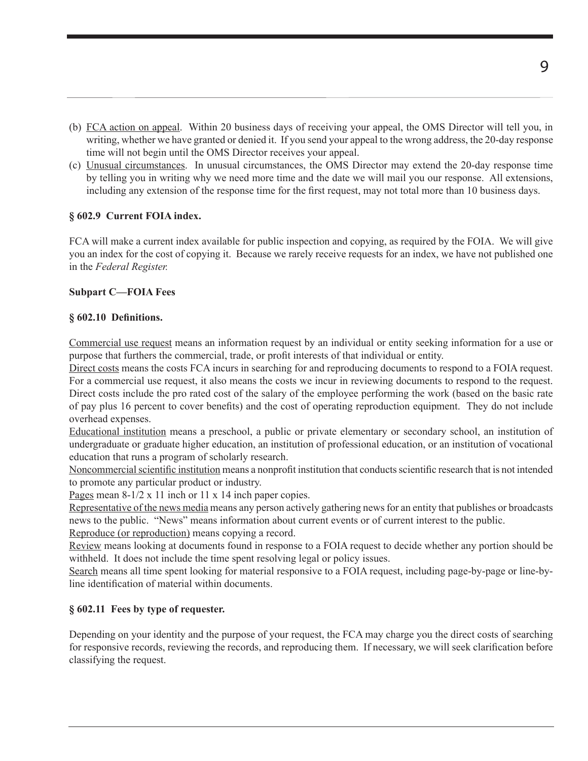(b) <u>FCA action on appeal</u>. Within 20 business days of receiving your appeal, the OMS Director will tell you, in writing, whether we have granted or denied it. If you send your appeal to the wrong address, the 20-day response time will not begin until the OMS Director receives your appeal.

(c) <u>Unusual circumstances</u>. In unusual circumstances, the OMS Director may extend the 20-day response time by telling you in writing why we need more time and the date we will mail you our response. All extensions, including any extension of the response time for the first request, may not total more than 10 business days.

**§ 602.9 Current FOIA index.**

FCA will make a current index available for public inspection and copying, as required by the FOIA. We will give you an index for the cost of copying it. Because we rarely receive requests for an index, we have not published one in the *Federal Register.*

**Subpart C—FOIA Fees**

**§ 602.10 Definitions.**

<u>Commercial use request</u> means an information request by an individual or entity seeking information for a use or purpose that furthers the commercial, trade, or profit interests of that individual or entity.

<u>Direct costs</u> means the costs FCA incurs in searching for and reproducing documents to respond to a FOIA request. For a commercial use request, it also means the costs we incur in reviewing documents to respond to the request. Direct costs include the pro rated cost of the salary of the employee performing the work (based on the basic rate of pay plus 16 percent to cover benefits) and the cost of operating reproduction equipment. They do not include overhead expenses.

<u>Educational institution</u> means a preschool, a public or private elementary or secondary school, an institution of undergraduate or graduate higher education, an institution of professional education, or an institution of vocational education that runs a program of scholarly research.

<u>Noncommercial scientific institution</u> means a nonprofit institution that conducts scientific research that is not intended to promote any particular product or industry.

<u>Pages</u> mean 8-1/2 x 11 inch or 11 x 14 inch paper copies.

<u>Representative of the news media</u> means any person actively gathering news for an entity that publishes or broadcasts news to the public. "News" means information about current events or of current interest to the public.

<u>Reproduce (or reproduction)</u> means copying a record.

<u>Review</u> means looking at documents found in response to a FOIA request to decide whether any portion should be withheld. It does not include the time spent resolving legal or policy issues.

<u>Search</u> means all time spent looking for material responsive to a FOIA request, including page-by-page or line-by-line identification of material within documents.

**§ 602.11 Fees by type of requester.**

Depending on your identity and the purpose of your request, the FCA may charge you the direct costs of searching for responsive records, reviewing the records, and reproducing them. If necessary, we will seek clarification before classifying the request.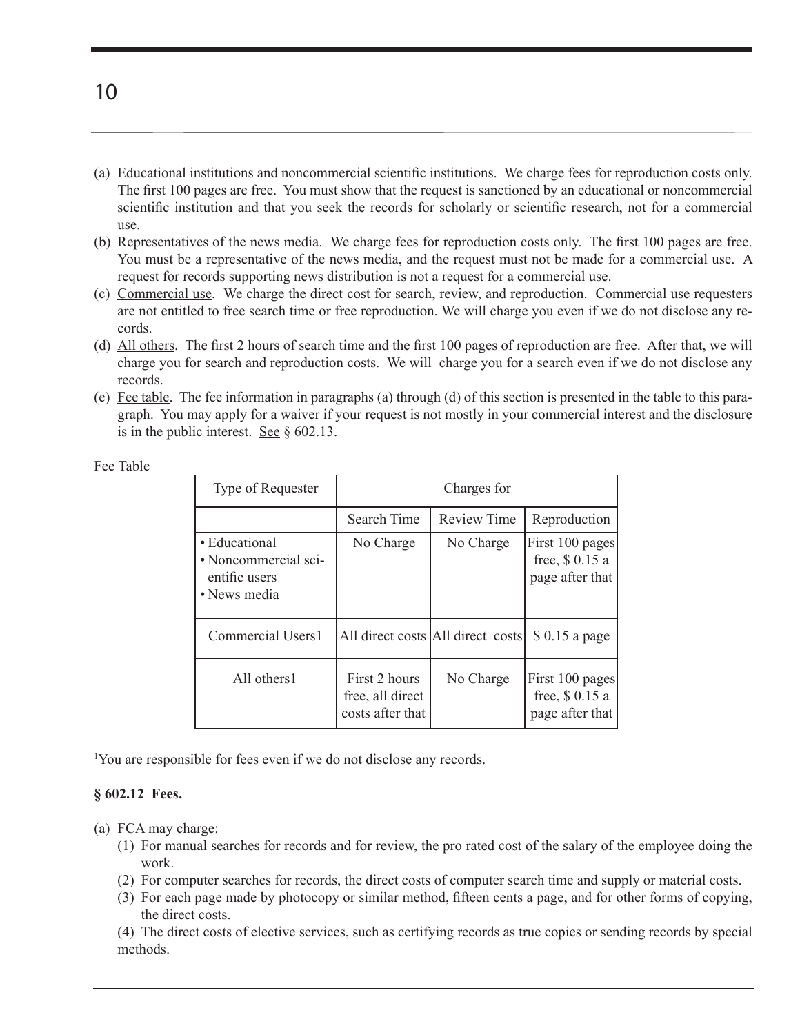(a) Educational institutions and noncommercial scientific institutions. We charge fees for reproduction costs only. The first 100 pages are free. You must show that the request is sanctioned by an educational or noncommercial scientific institution and that you seek the records for scholarly or scientific research, not for a commercial use.

(b) Representatives of the news media. We charge fees for reproduction costs only. The first 100 pages are free. You must be a representative of the news media, and the request must not be made for a commercial use. A request for records supporting news distribution is not a request for a commercial use.

(c) Commercial use. We charge the direct cost for search, review, and reproduction. Commercial use requesters are not entitled to free search time or free reproduction. We will charge you even if we do not disclose any records.

(d) All others. The first 2 hours of search time and the first 100 pages of reproduction are free. After that, we will charge you for search and reproduction costs. We will charge you for a search even if we do not disclose any records.

(e) Fee table. The fee information in paragraphs (a) through (d) of this section is presented in the table to this paragraph. You may apply for a waiver if your request is not mostly in your commercial interest and the disclosure is in the public interest. See § 602.13.

Fee Table

| Type of Requester | Charges for | | |
|---|---|---|---|
| | Search Time | Review Time | Reproduction |
| • Educational<br>• Noncommercial scientific users<br>• News media | No Charge | No Charge | First 100 pages free, $ 0.15 a page after that |
| Commercial Users[1] | All direct costs | All direct costs | $ 0.15 a page |
| All others[1] | First 2 hours free, all direct costs after that | No Charge | First 100 pages free, $ 0.15 a page after that |

[1]You are responsible for fees even if we do not disclose any records.

**§ 602.12 Fees.**

(a) FCA may charge:

(1) For manual searches for records and for review, the pro rated cost of the salary of the employee doing the work.

(2) For computer searches for records, the direct costs of computer search time and supply or material costs.

(3) For each page made by photocopy or similar method, fifteen cents a page, and for other forms of copying, the direct costs.

(4) The direct costs of elective services, such as certifying records as true copies or sending records by special methods.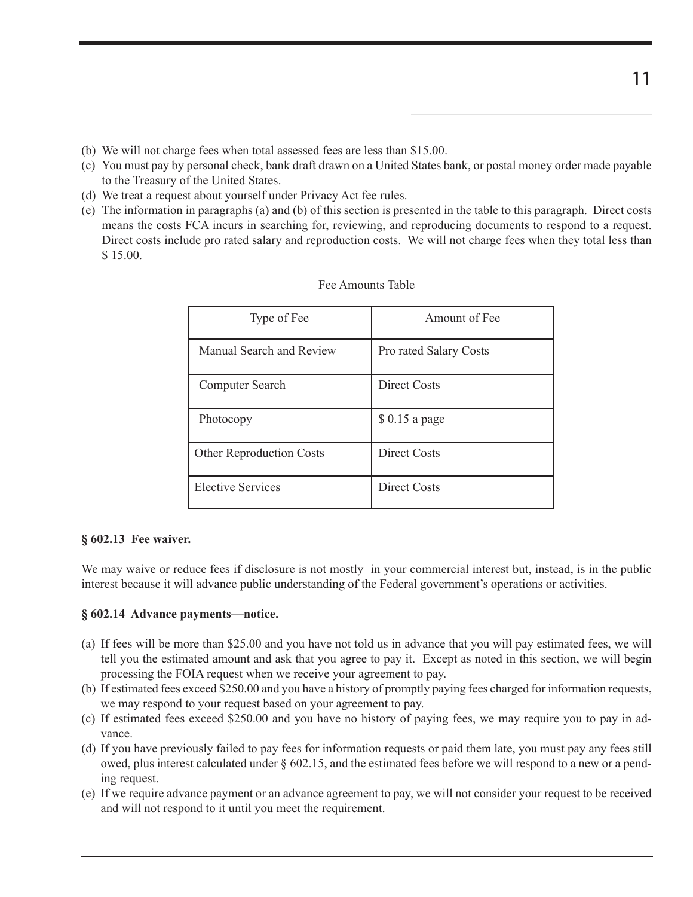(b) We will not charge fees when total assessed fees are less than $15.00.

(c) You must pay by personal check, bank draft drawn on a United States bank, or postal money order made payable to the Treasury of the United States.

(d) We treat a request about yourself under Privacy Act fee rules.

(e) The information in paragraphs (a) and (b) of this section is presented in the table to this paragraph. Direct costs means the costs FCA incurs in searching for, reviewing, and reproducing documents to respond to a request. Direct costs include pro rated salary and reproduction costs. We will not charge fees when they total less than $ 15.00.

Fee Amounts Table

| Type of Fee | Amount of Fee |
|---|---|
| Manual Search and Review | Pro rated Salary Costs |
| Computer Search | Direct Costs |
| Photocopy | $ 0.15 a page |
| Other Reproduction Costs | Direct Costs |
| Elective Services | Direct Costs |

**§ 602.13 Fee waiver.**

We may waive or reduce fees if disclosure is not mostly in your commercial interest but, instead, is in the public interest because it will advance public understanding of the Federal government's operations or activities.

**§ 602.14 Advance payments—notice.**

(a) If fees will be more than $25.00 and you have not told us in advance that you will pay estimated fees, we will tell you the estimated amount and ask that you agree to pay it. Except as noted in this section, we will begin processing the FOIA request when we receive your agreement to pay.

(b) If estimated fees exceed $250.00 and you have a history of promptly paying fees charged for information requests, we may respond to your request based on your agreement to pay.

(c) If estimated fees exceed $250.00 and you have no history of paying fees, we may require you to pay in advance.

(d) If you have previously failed to pay fees for information requests or paid them late, you must pay any fees still owed, plus interest calculated under § 602.15, and the estimated fees before we will respond to a new or a pending request.

(e) If we require advance payment or an advance agreement to pay, we will not consider your request to be received and will not respond to it until you meet the requirement.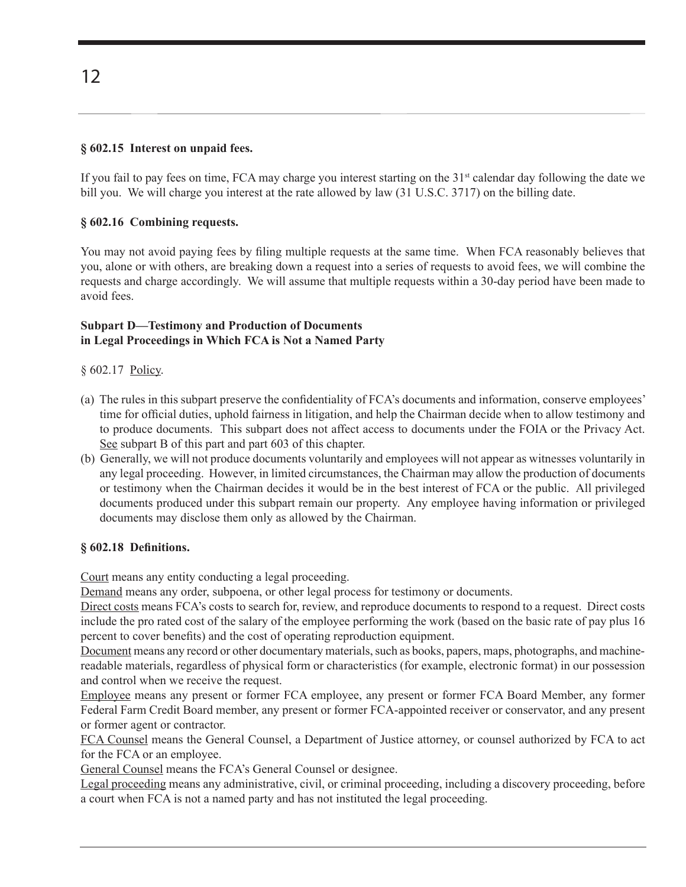**§ 602.15 Interest on unpaid fees.**

If you fail to pay fees on time, FCA may charge you interest starting on the 31st calendar day following the date we bill you. We will charge you interest at the rate allowed by law (31 U.S.C. 3717) on the billing date.

**§ 602.16 Combining requests.**

You may not avoid paying fees by filing multiple requests at the same time. When FCA reasonably believes that you, alone or with others, are breaking down a request into a series of requests to avoid fees, we will combine the requests and charge accordingly. We will assume that multiple requests within a 30-day period have been made to avoid fees.

**Subpart D—Testimony and Production of Documents in Legal Proceedings in Which FCA is Not a Named Party**

§ 602.17 Policy.

(a) The rules in this subpart preserve the confidentiality of FCA's documents and information, conserve employees' time for official duties, uphold fairness in litigation, and help the Chairman decide when to allow testimony and to produce documents. This subpart does not affect access to documents under the FOIA or the Privacy Act. See subpart B of this part and part 603 of this chapter.

(b) Generally, we will not produce documents voluntarily and employees will not appear as witnesses voluntarily in any legal proceeding. However, in limited circumstances, the Chairman may allow the production of documents or testimony when the Chairman decides it would be in the best interest of FCA or the public. All privileged documents produced under this subpart remain our property. Any employee having information or privileged documents may disclose them only as allowed by the Chairman.

**§ 602.18 Definitions.**

Court means any entity conducting a legal proceeding.

Demand means any order, subpoena, or other legal process for testimony or documents.

Direct costs means FCA's costs to search for, review, and reproduce documents to respond to a request. Direct costs include the pro rated cost of the salary of the employee performing the work (based on the basic rate of pay plus 16 percent to cover benefits) and the cost of operating reproduction equipment.

Document means any record or other documentary materials, such as books, papers, maps, photographs, and machine-readable materials, regardless of physical form or characteristics (for example, electronic format) in our possession and control when we receive the request.

Employee means any present or former FCA employee, any present or former FCA Board Member, any former Federal Farm Credit Board member, any present or former FCA-appointed receiver or conservator, and any present or former agent or contractor.

FCA Counsel means the General Counsel, a Department of Justice attorney, or counsel authorized by FCA to act for the FCA or an employee.

General Counsel means the FCA's General Counsel or designee.

Legal proceeding means any administrative, civil, or criminal proceeding, including a discovery proceeding, before a court when FCA is not a named party and has not instituted the legal proceeding.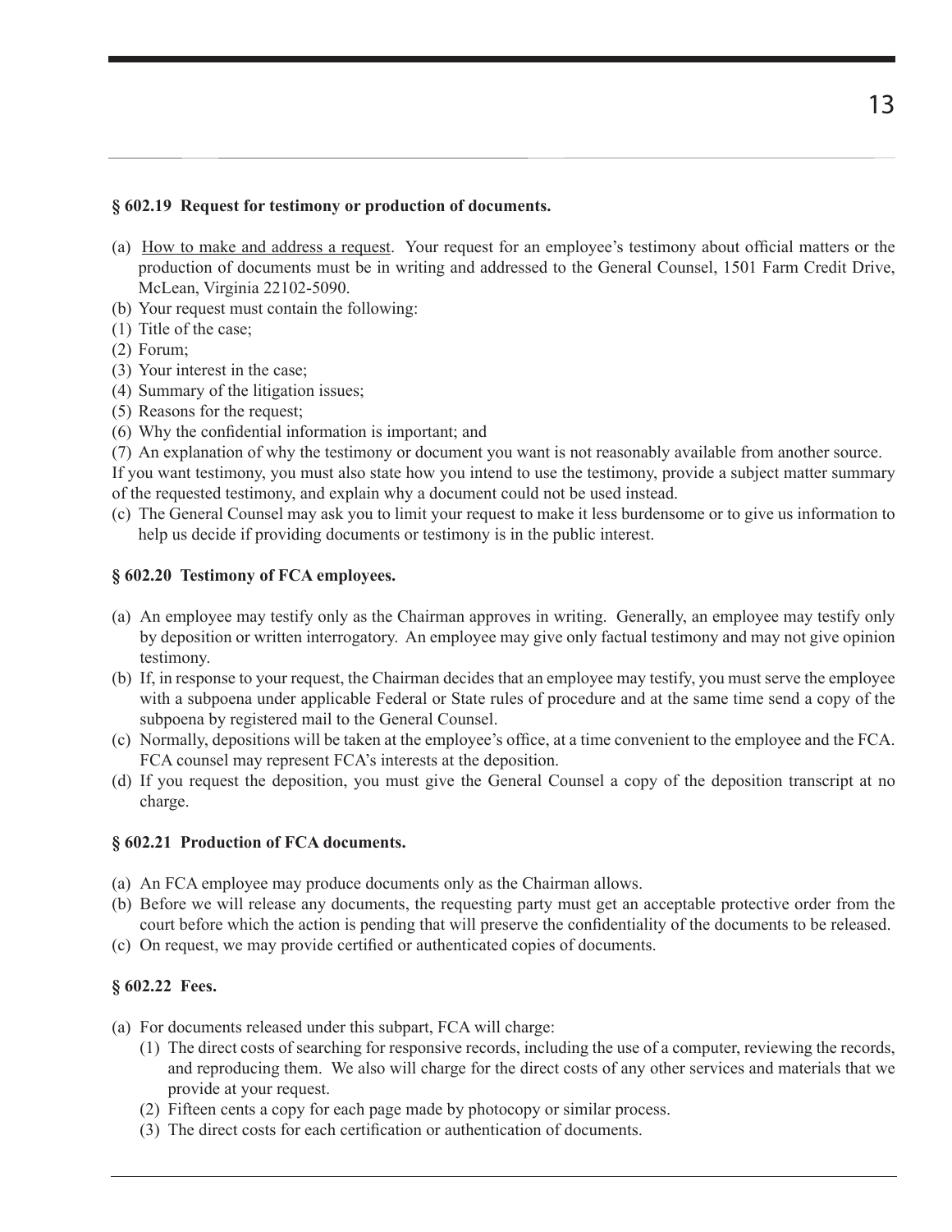**§ 602.19 Request for testimony or production of documents.**

(a) How to make and address a request. Your request for an employee's testimony about official matters or the production of documents must be in writing and addressed to the General Counsel, 1501 Farm Credit Drive, McLean, Virginia 22102-5090.

(b) Your request must contain the following:

(1) Title of the case;

(2) Forum;

(3) Your interest in the case;

(4) Summary of the litigation issues;

(5) Reasons for the request;

(6) Why the confidential information is important; and

(7) An explanation of why the testimony or document you want is not reasonably available from another source.

If you want testimony, you must also state how you intend to use the testimony, provide a subject matter summary of the requested testimony, and explain why a document could not be used instead.

(c) The General Counsel may ask you to limit your request to make it less burdensome or to give us information to help us decide if providing documents or testimony is in the public interest.

**§ 602.20 Testimony of FCA employees.**

(a) An employee may testify only as the Chairman approves in writing. Generally, an employee may testify only by deposition or written interrogatory. An employee may give only factual testimony and may not give opinion testimony.

(b) If, in response to your request, the Chairman decides that an employee may testify, you must serve the employee with a subpoena under applicable Federal or State rules of procedure and at the same time send a copy of the subpoena by registered mail to the General Counsel.

(c) Normally, depositions will be taken at the employee's office, at a time convenient to the employee and the FCA. FCA counsel may represent FCA's interests at the deposition.

(d) If you request the deposition, you must give the General Counsel a copy of the deposition transcript at no charge.

**§ 602.21 Production of FCA documents.**

(a) An FCA employee may produce documents only as the Chairman allows.

(b) Before we will release any documents, the requesting party must get an acceptable protective order from the court before which the action is pending that will preserve the confidentiality of the documents to be released.

(c) On request, we may provide certified or authenticated copies of documents.

**§ 602.22 Fees.**

(a) For documents released under this subpart, FCA will charge:

  (1) The direct costs of searching for responsive records, including the use of a computer, reviewing the records, and reproducing them. We also will charge for the direct costs of any other services and materials that we provide at your request.

  (2) Fifteen cents a copy for each page made by photocopy or similar process.

  (3) The direct costs for each certification or authentication of documents.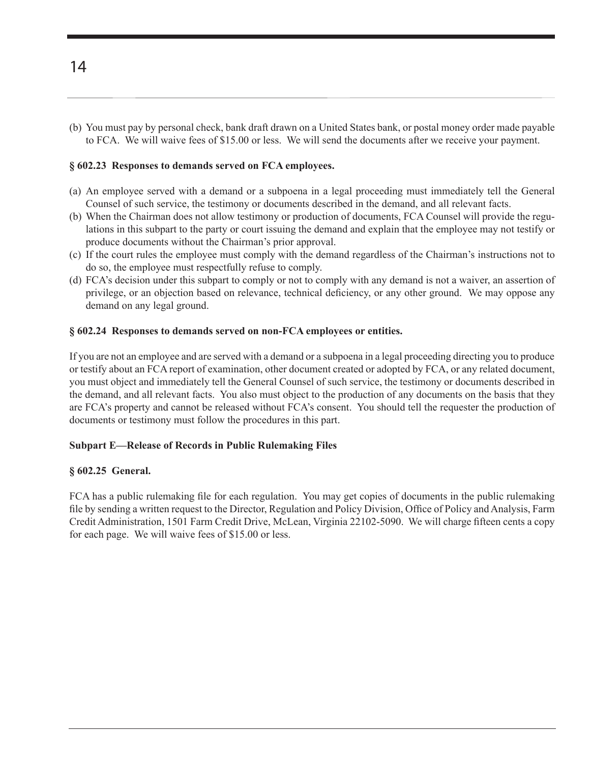(b) You must pay by personal check, bank draft drawn on a United States bank, or postal money order made payable to FCA. We will waive fees of $15.00 or less. We will send the documents after we receive your payment.

**§ 602.23 Responses to demands served on FCA employees.**

(a) An employee served with a demand or a subpoena in a legal proceeding must immediately tell the General Counsel of such service, the testimony or documents described in the demand, and all relevant facts.
(b) When the Chairman does not allow testimony or production of documents, FCA Counsel will provide the regulations in this subpart to the party or court issuing the demand and explain that the employee may not testify or produce documents without the Chairman's prior approval.
(c) If the court rules the employee must comply with the demand regardless of the Chairman's instructions not to do so, the employee must respectfully refuse to comply.
(d) FCA's decision under this subpart to comply or not to comply with any demand is not a waiver, an assertion of privilege, or an objection based on relevance, technical deficiency, or any other ground. We may oppose any demand on any legal ground.

**§ 602.24 Responses to demands served on non-FCA employees or entities.**

If you are not an employee and are served with a demand or a subpoena in a legal proceeding directing you to produce or testify about an FCA report of examination, other document created or adopted by FCA, or any related document, you must object and immediately tell the General Counsel of such service, the testimony or documents described in the demand, and all relevant facts. You also must object to the production of any documents on the basis that they are FCA's property and cannot be released without FCA's consent. You should tell the requester the production of documents or testimony must follow the procedures in this part.

**Subpart E—Release of Records in Public Rulemaking Files**

**§ 602.25 General.**

FCA has a public rulemaking file for each regulation. You may get copies of documents in the public rulemaking file by sending a written request to the Director, Regulation and Policy Division, Office of Policy and Analysis, Farm Credit Administration, 1501 Farm Credit Drive, McLean, Virginia 22102-5090. We will charge fifteen cents a copy for each page. We will waive fees of $15.00 or less.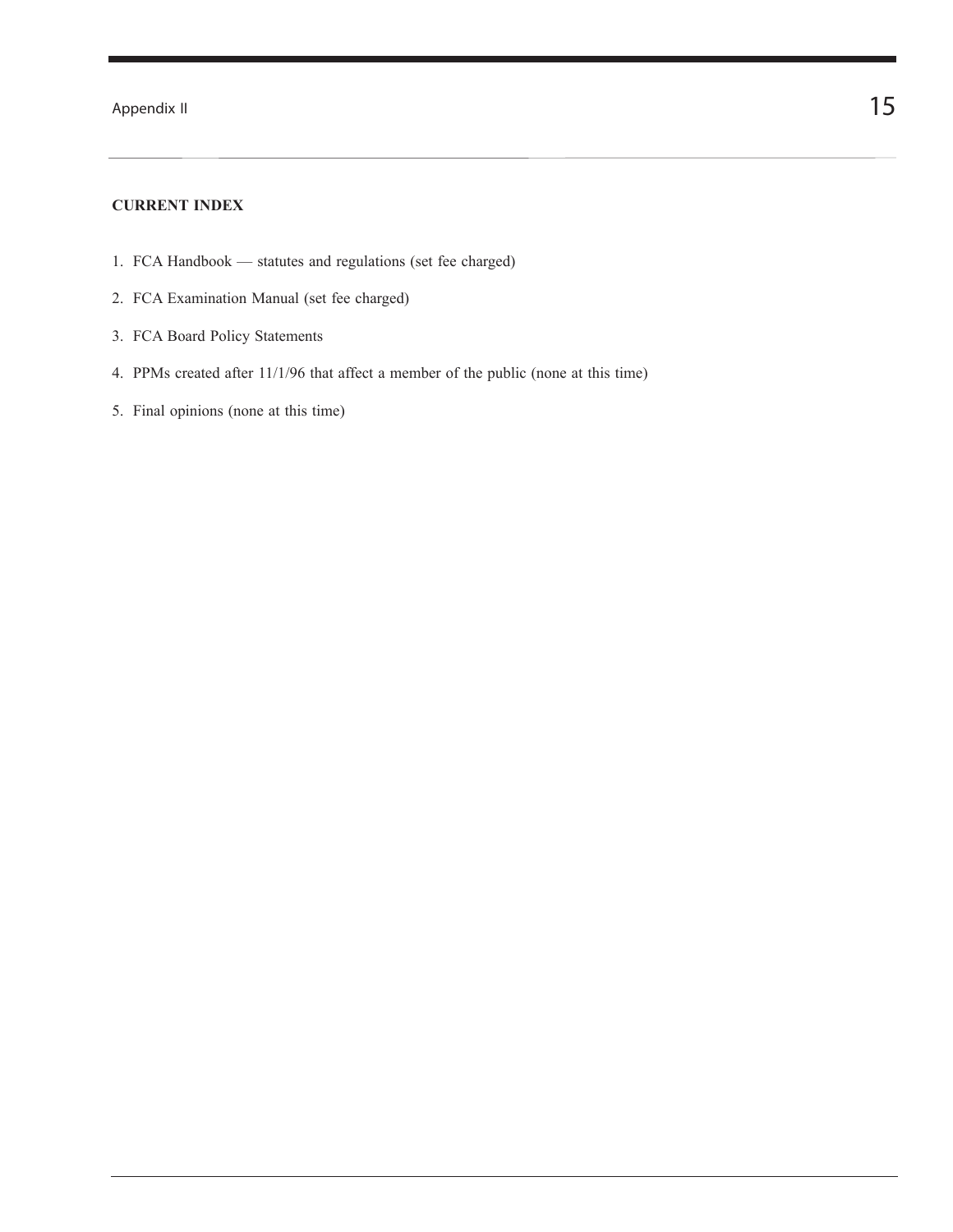**CURRENT INDEX**

1. FCA Handbook — statutes and regulations (set fee charged)
2. FCA Examination Manual (set fee charged)
3. FCA Board Policy Statements
4. PPMs created after 11/1/96 that affect a member of the public (none at this time)
5. Final opinions (none at this time)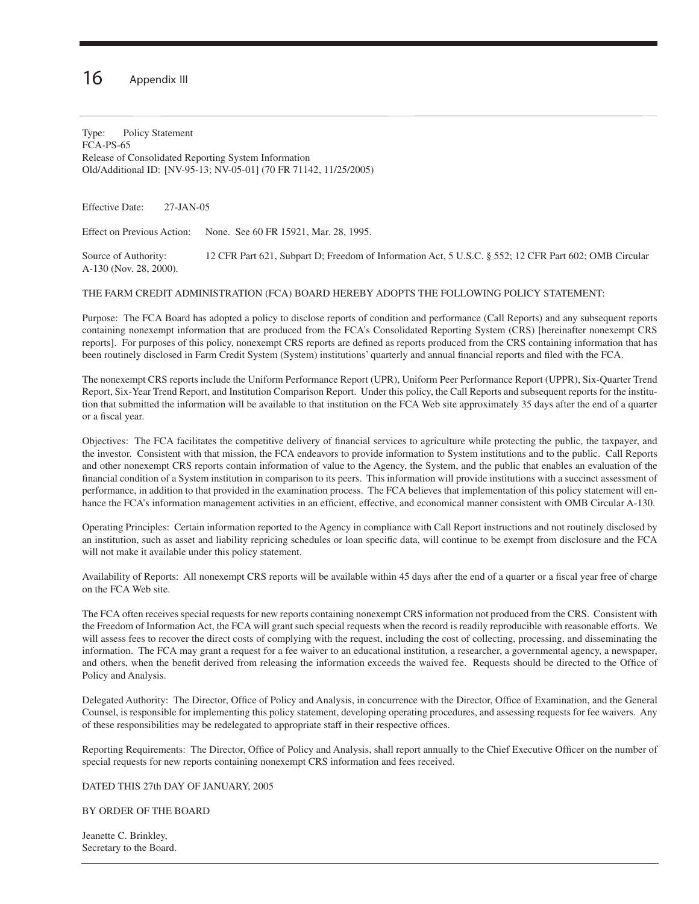Type: Policy Statement
FCA-PS-65
Release of Consolidated Reporting System Information
Old/Additional ID: [NV-95-13; NV-05-01] (70 FR 71142, 11/25/2005)

Effective Date: 27-JAN-05

Effect on Previous Action: None. See 60 FR 15921, Mar. 28, 1995.

Source of Authority: 12 CFR Part 621, Subpart D; Freedom of Information Act, 5 U.S.C. § 552; 12 CFR Part 602; OMB Circular A-130 (Nov. 28, 2000).

THE FARM CREDIT ADMINISTRATION (FCA) BOARD HEREBY ADOPTS THE FOLLOWING POLICY STATEMENT:

Purpose: The FCA Board has adopted a policy to disclose reports of condition and performance (Call Reports) and any subsequent reports containing nonexempt information that are produced from the FCA's Consolidated Reporting System (CRS) [hereinafter nonexempt CRS reports]. For purposes of this policy, nonexempt CRS reports are defined as reports produced from the CRS containing information that has been routinely disclosed in Farm Credit System (System) institutions' quarterly and annual financial reports and filed with the FCA.

The nonexempt CRS reports include the Uniform Performance Report (UPR), Uniform Peer Performance Report (UPPR), Six-Quarter Trend Report, Six-Year Trend Report, and Institution Comparison Report. Under this policy, the Call Reports and subsequent reports for the institution that submitted the information will be available to that institution on the FCA Web site approximately 35 days after the end of a quarter or a fiscal year.

Objectives: The FCA facilitates the competitive delivery of financial services to agriculture while protecting the public, the taxpayer, and the investor. Consistent with that mission, the FCA endeavors to provide information to System institutions and to the public. Call Reports and other nonexempt CRS reports contain information of value to the Agency, the System, and the public that enables an evaluation of the financial condition of a System institution in comparison to its peers. This information will provide institutions with a succinct assessment of performance, in addition to that provided in the examination process. The FCA believes that implementation of this policy statement will enhance the FCA's information management activities in an efficient, effective, and economical manner consistent with OMB Circular A-130.

Operating Principles: Certain information reported to the Agency in compliance with Call Report instructions and not routinely disclosed by an institution, such as asset and liability repricing schedules or loan specific data, will continue to be exempt from disclosure and the FCA will not make it available under this policy statement.

Availability of Reports: All nonexempt CRS reports will be available within 45 days after the end of a quarter or a fiscal year free of charge on the FCA Web site.

The FCA often receives special requests for new reports containing nonexempt CRS information not produced from the CRS. Consistent with the Freedom of Information Act, the FCA will grant such special requests when the record is readily reproducible with reasonable efforts. We will assess fees to recover the direct costs of complying with the request, including the cost of collecting, processing, and disseminating the information. The FCA may grant a request for a fee waiver to an educational institution, a researcher, a governmental agency, a newspaper, and others, when the benefit derived from releasing the information exceeds the waived fee. Requests should be directed to the Office of Policy and Analysis.

Delegated Authority: The Director, Office of Policy and Analysis, in concurrence with the Director, Office of Examination, and the General Counsel, is responsible for implementing this policy statement, developing operating procedures, and assessing requests for fee waivers. Any of these responsibilities may be redelegated to appropriate staff in their respective offices.

Reporting Requirements: The Director, Office of Policy and Analysis, shall report annually to the Chief Executive Officer on the number of special requests for new reports containing nonexempt CRS information and fees received.

DATED THIS 27th DAY OF JANUARY, 2005

BY ORDER OF THE BOARD

Jeanette C. Brinkley,
Secretary to the Board.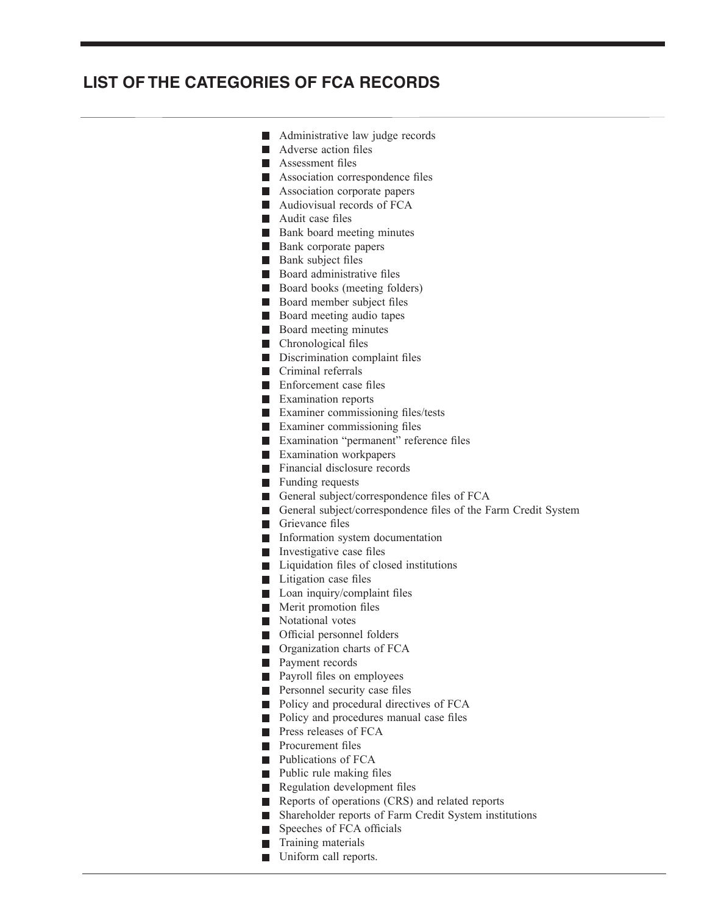## LIST OF THE CATEGORIES OF FCA RECORDS

- Administrative law judge records
- Adverse action files
- Assessment files
- Association correspondence files
- Association corporate papers
- Audiovisual records of FCA
- Audit case files
- Bank board meeting minutes
- Bank corporate papers
- Bank subject files
- Board administrative files
- Board books (meeting folders)
- Board member subject files
- Board meeting audio tapes
- Board meeting minutes
- Chronological files
- Discrimination complaint files
- Criminal referrals
- Enforcement case files
- Examination reports
- Examiner commissioning files/tests
- Examiner commissioning files
- Examination "permanent" reference files
- Examination workpapers
- Financial disclosure records
- Funding requests
- General subject/correspondence files of FCA
- General subject/correspondence files of the Farm Credit System
- Grievance files
- Information system documentation
- Investigative case files
- Liquidation files of closed institutions
- Litigation case files
- Loan inquiry/complaint files
- Merit promotion files
- Notational votes
- Official personnel folders
- Organization charts of FCA
- Payment records
- Payroll files on employees
- Personnel security case files
- Policy and procedural directives of FCA
- Policy and procedures manual case files
- Press releases of FCA
- Procurement files
- Publications of FCA
- Public rule making files
- Regulation development files
- Reports of operations (CRS) and related reports
- Shareholder reports of Farm Credit System institutions
- Speeches of FCA officials
- Training materials
- Uniform call reports.